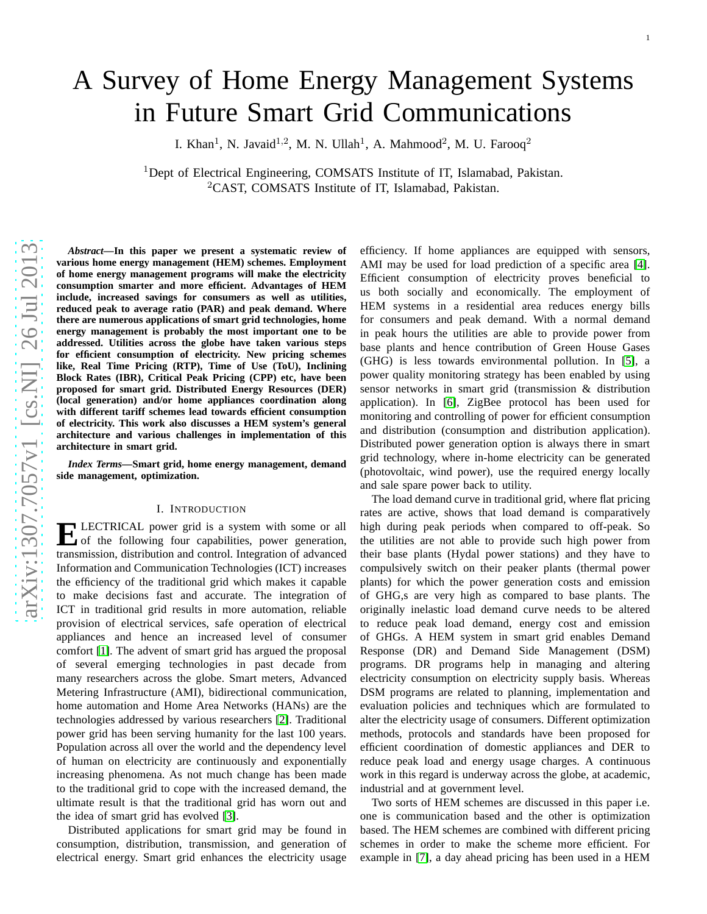# A Survey of Home Energy Management Systems in Future Smart Grid Communications

I. Khan[1], N. Javaid[1,2], M. N. Ullah[1], A. Mahmood[2], M. U. Farooq[2]

[1]Dept of Electrical Engineering, COMSATS Institute of IT, Islamabad, Pakistan.
[2]CAST, COMSATS Institute of IT, Islamabad, Pakistan.

***Abstract*—In this paper we present a systematic review of various home energy management (HEM) schemes. Employment of home energy management programs will make the electricity consumption smarter and more efficient. Advantages of HEM include, increased savings for consumers as well as utilities, reduced peak to average ratio (PAR) and peak demand. Where there are numerous applications of smart grid technologies, home energy management is probably the most important one to be addressed. Utilities across the globe have taken various steps for efficient consumption of electricity. New pricing schemes like, Real Time Pricing (RTP), Time of Use (ToU), Inclining Block Rates (IBR), Critical Peak Pricing (CPP) etc, have been proposed for smart grid. Distributed Energy Resources (DER) (local generation) and/or home appliances coordination along with different tariff schemes lead towards efficient consumption of electricity. This work also discusses a HEM system's general architecture and various challenges in implementation of this architecture in smart grid.**

***Index Terms*—Smart grid, home energy management, demand side management, optimization.**

## I. Introduction

ELECTRICAL power grid is a system with some or all of the following four capabilities, power generation, transmission, distribution and control. Integration of advanced Information and Communication Technologies (ICT) increases the efficiency of the traditional grid which makes it capable to make decisions fast and accurate. The integration of ICT in traditional grid results in more automation, reliable provision of electrical services, safe operation of electrical appliances and hence an increased level of consumer comfort [1]. The advent of smart grid has argued the proposal of several emerging technologies in past decade from many researchers across the globe. Smart meters, Advanced Metering Infrastructure (AMI), bidirectional communication, home automation and Home Area Networks (HANs) are the technologies addressed by various researchers [2]. Traditional power grid has been serving humanity for the last 100 years. Population across all over the world and the dependency level of human on electricity are continuously and exponentially increasing phenomena. As not much change has been made to the traditional grid to cope with the increased demand, the ultimate result is that the traditional grid has worn out and the idea of smart grid has evolved [3].

Distributed applications for smart grid may be found in consumption, distribution, transmission, and generation of electrical energy. Smart grid enhances the electricity usage efficiency. If home appliances are equipped with sensors, AMI may be used for load prediction of a specific area [4]. Efficient consumption of electricity proves beneficial to us both socially and economically. The employment of HEM systems in a residential area reduces energy bills for consumers and peak demand. With a normal demand in peak hours the utilities are able to provide power from base plants and hence contribution of Green House Gases (GHG) is less towards environmental pollution. In [5], a power quality monitoring strategy has been enabled by using sensor networks in smart grid (transmission & distribution application). In [6], ZigBee protocol has been used for monitoring and controlling of power for efficient consumption and distribution (consumption and distribution application). Distributed power generation option is always there in smart grid technology, where in-home electricity can be generated (photovoltaic, wind power), use the required energy locally and sale spare power back to utility.

The load demand curve in traditional grid, where flat pricing rates are active, shows that load demand is comparatively high during peak periods when compared to off-peak. So the utilities are not able to provide such high power from their base plants (Hydal power stations) and they have to compulsively switch on their peaker plants (thermal power plants) for which the power generation costs and emission of GHG,s are very high as compared to base plants. The originally inelastic load demand curve needs to be altered to reduce peak load demand, energy cost and emission of GHGs. A HEM system in smart grid enables Demand Response (DR) and Demand Side Management (DSM) programs. DR programs help in managing and altering electricity consumption on electricity supply basis. Whereas DSM programs are related to planning, implementation and evaluation policies and techniques which are formulated to alter the electricity usage of consumers. Different optimization methods, protocols and standards have been proposed for efficient coordination of domestic appliances and DER to reduce peak load and energy usage charges. A continuous work in this regard is underway across the globe, at academic, industrial and at government level.

Two sorts of HEM schemes are discussed in this paper i.e. one is communication based and the other is optimization based. The HEM schemes are combined with different pricing schemes in order to make the scheme more efficient. For example in [7], a day ahead pricing has been used in a HEM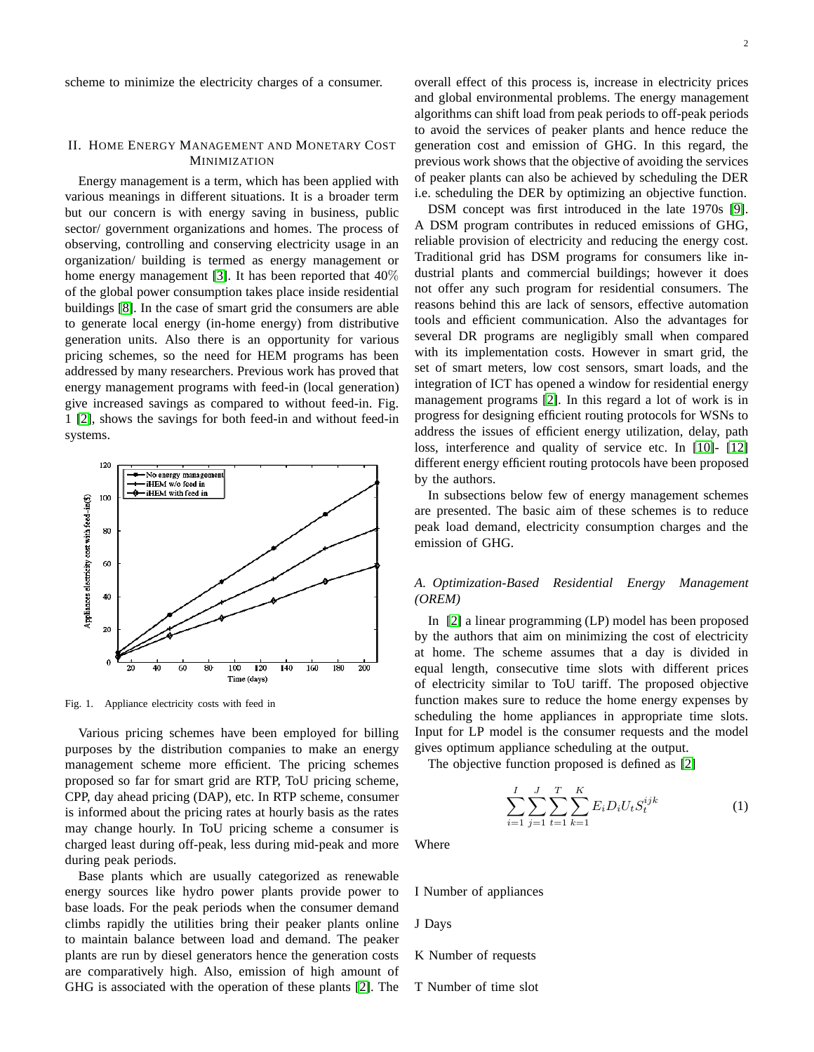scheme to minimize the electricity charges of a consumer.

## II. Home Energy Management and Monetary Cost Minimization

Energy management is a term, which has been applied with various meanings in different situations. It is a broader term but our concern is with energy saving in business, public sector/ government organizations and homes. The process of observing, controlling and conserving electricity usage in an organization/ building is termed as energy management or home energy management [3]. It has been reported that 40% of the global power consumption takes place inside residential buildings [8]. In the case of smart grid the consumers are able to generate local energy (in-home energy) from distributive generation units. Also there is an opportunity for various pricing schemes, so the need for HEM programs has been addressed by many researchers. Previous work has proved that energy management programs with feed-in (local generation) give increased savings as compared to without feed-in. Fig. 1 [2], shows the savings for both feed-in and without feed-in systems.

No energy management
iHEM w/o feed in
iHEM with feed in
Appliances electricity cost with feed-in($)
Time (days)
0
20
40
60
80
100
120
20
40
60
80
100
120
140
160
180
200

Fig. 1. Appliance electricity costs with feed in

Various pricing schemes have been employed for billing purposes by the distribution companies to make an energy management scheme more efficient. The pricing schemes proposed so far for smart grid are RTP, ToU pricing scheme, CPP, day ahead pricing (DAP), etc. In RTP scheme, consumer is informed about the pricing rates at hourly basis as the rates may change hourly. In ToU pricing scheme a consumer is charged least during off-peak, less during mid-peak and more during peak periods.

Base plants which are usually categorized as renewable energy sources like hydro power plants provide power to base loads. For the peak periods when the consumer demand climbs rapidly the utilities bring their peaker plants online to maintain balance between load and demand. The peaker plants are run by diesel generators hence the generation costs are comparatively high. Also, emission of high amount of GHG is associated with the operation of these plants [2]. The overall effect of this process is, increase in electricity prices and global environmental problems. The energy management algorithms can shift load from peak periods to off-peak periods to avoid the services of peaker plants and hence reduce the generation cost and emission of GHG. In this regard, the previous work shows that the objective of avoiding the services of peaker plants can also be achieved by scheduling the DER i.e. scheduling the DER by optimizing an objective function.

DSM concept was first introduced in the late 1970s [9]. A DSM program contributes in reduced emissions of GHG, reliable provision of electricity and reducing the energy cost. Traditional grid has DSM programs for consumers like industrial plants and commercial buildings; however it does not offer any such program for residential consumers. The reasons behind this are lack of sensors, effective automation tools and efficient communication. Also the advantages for several DR programs are negligibly small when compared with its implementation costs. However in smart grid, the set of smart meters, low cost sensors, smart loads, and the integration of ICT has opened a window for residential energy management programs [2]. In this regard a lot of work is in progress for designing efficient routing protocols for WSNs to address the issues of efficient energy utilization, delay, path loss, interference and quality of service etc. In [10]- [12] different energy efficient routing protocols have been proposed by the authors.

In subsections below few of energy management schemes are presented. The basic aim of these schemes is to reduce peak load demand, electricity consumption charges and the emission of GHG.

### *A. Optimization-Based Residential Energy Management (OREM)*

In [2] a linear programming (LP) model has been proposed by the authors that aim on minimizing the cost of electricity at home. The scheme assumes that a day is divided in equal length, consecutive time slots with different prices of electricity similar to ToU tariff. The proposed objective function makes sure to reduce the home energy expenses by scheduling the home appliances in appropriate time slots. Input for LP model is the consumer requests and the model gives optimum appliance scheduling at the output.

The objective function proposed is defined as [2]

$$\sum_{i=1}^{I}\sum_{j=1}^{J}\sum_{t=1}^{T}\sum_{k=1}^{K} E_i D_i U_t S_t^{ijk} \tag{1}$$

Where

I Number of appliances

J Days

K Number of requests

T Number of time slot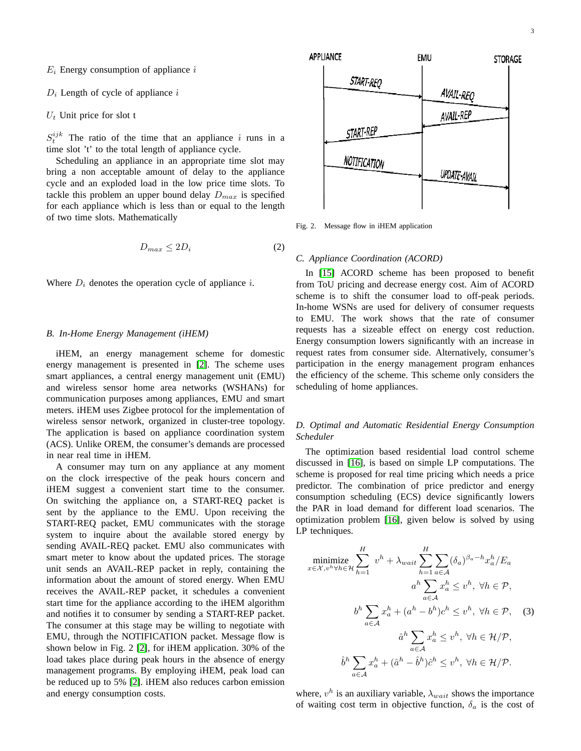$E_i$ Energy consumption of appliance $i$

$D_i$ Length of cycle of appliance $i$

$U_t$ Unit price for slot t

$S_t^{ijk}$ The ratio of the time that an appliance $i$ runs in a time slot 't' to the total length of appliance cycle.

Scheduling an appliance in an appropriate time slot may bring a non acceptable amount of delay to the appliance cycle and an exploded load in the low price time slots. To tackle this problem an upper bound delay $D_{max}$ is specified for each appliance which is less than or equal to the length of two time slots. Mathematically

$$D_{max} \leq 2D_i \tag{2}$$

Where $D_i$ denotes the operation cycle of appliance $i$.

### B. In-Home Energy Management (iHEM)

iHEM, an energy management scheme for domestic energy management is presented in [2]. The scheme uses smart appliances, a central energy management unit (EMU) and wireless sensor home area networks (WSHANs) for communication purposes among appliances, EMU and smart meters. iHEM uses Zigbee protocol for the implementation of wireless sensor network, organized in cluster-tree topology. The application is based on appliance coordination system (ACS). Unlike OREM, the consumer's demands are processed in near real time in iHEM.

A consumer may turn on any appliance at any moment on the clock irrespective of the peak hours concern and iHEM suggest a convenient start time to the consumer. On switching the appliance on, a START-REQ packet is sent by the appliance to the EMU. Upon receiving the START-REQ packet, EMU communicates with the storage system to inquire about the available stored energy by sending AVAIL-REQ packet. EMU also communicates with smart meter to know about the updated prices. The storage unit sends an AVAIL-REP packet in reply, containing the information about the amount of stored energy. When EMU receives the AVAIL-REP packet, it schedules a convenient start time for the appliance according to the iHEM algorithm and notifies it to consumer by sending a START-REP packet. The consumer at this stage may be willing to negotiate with EMU, through the NOTIFICATION packet. Message flow is shown below in Fig. 2 [2], for iHEM application. 30% of the load takes place during peak hours in the absence of energy management programs. By employing iHEM, peak load can be reduced up to 5% [2]. iHEM also reduces carbon emission and energy consumption costs.

Fig. 2. Message flow in iHEM application

### C. Appliance Coordination (ACORD)

In [15] ACORD scheme has been proposed to benefit from ToU pricing and decrease energy cost. Aim of ACORD scheme is to shift the consumer load to off-peak periods. In-home WSNs are used for delivery of consumer requests to EMU. The work shows that the rate of consumer requests has a sizeable effect on energy cost reduction. Energy consumption lowers significantly with an increase in request rates from consumer side. Alternatively, consumer's participation in the energy management program enhances the efficiency of the scheme. This scheme only considers the scheduling of home appliances.

### D. Optimal and Automatic Residential Energy Consumption Scheduler

The optimization based residential load control scheme discussed in [16], is based on simple LP computations. The scheme is proposed for real time pricing which needs a price predictor. The combination of price predictor and energy consumption scheduling (ECS) device significantly lowers the PAR in load demand for different load scenarios. The optimization problem [16], given below is solved by using LP techniques.

$$\begin{aligned}
\underset{x\in\mathcal{X}, v^h \forall h \in \mathcal{H}}{\text{minimize}} \sum_{h=1}^{H} \ v^h + \lambda_{wait} \sum_{h=1}^{H} \sum_{a\in\mathcal{A}} (\delta_a)^{\beta_a - h} x_a^h / E_a \\
a^h \sum_{a\in\mathcal{A}} x_a^h \leq v^h, \ \forall h \in \mathcal{P}, \\
b^h \sum_{a\in\mathcal{A}} x_a^h + (a^h - b^h) c^h \leq v^h, \ \forall h \in \mathcal{P}, \\
\hat{a}^h \sum_{a\in\mathcal{A}} x_a^h \leq v^h, \ \forall h \in \mathcal{H}/\mathcal{P}, \\
\hat{b}^h \sum_{a\in\mathcal{A}} x_a^h + (\hat{a}^h - \hat{b}^h) \hat{c}^h \leq v^h, \ \forall h \in \mathcal{H}/\mathcal{P}.
\end{aligned} \tag{3}$$

where, $v^h$ is an auxiliary variable, $\lambda_{wait}$ shows the importance of waiting cost term in objective function, $\delta_a$ is the cost of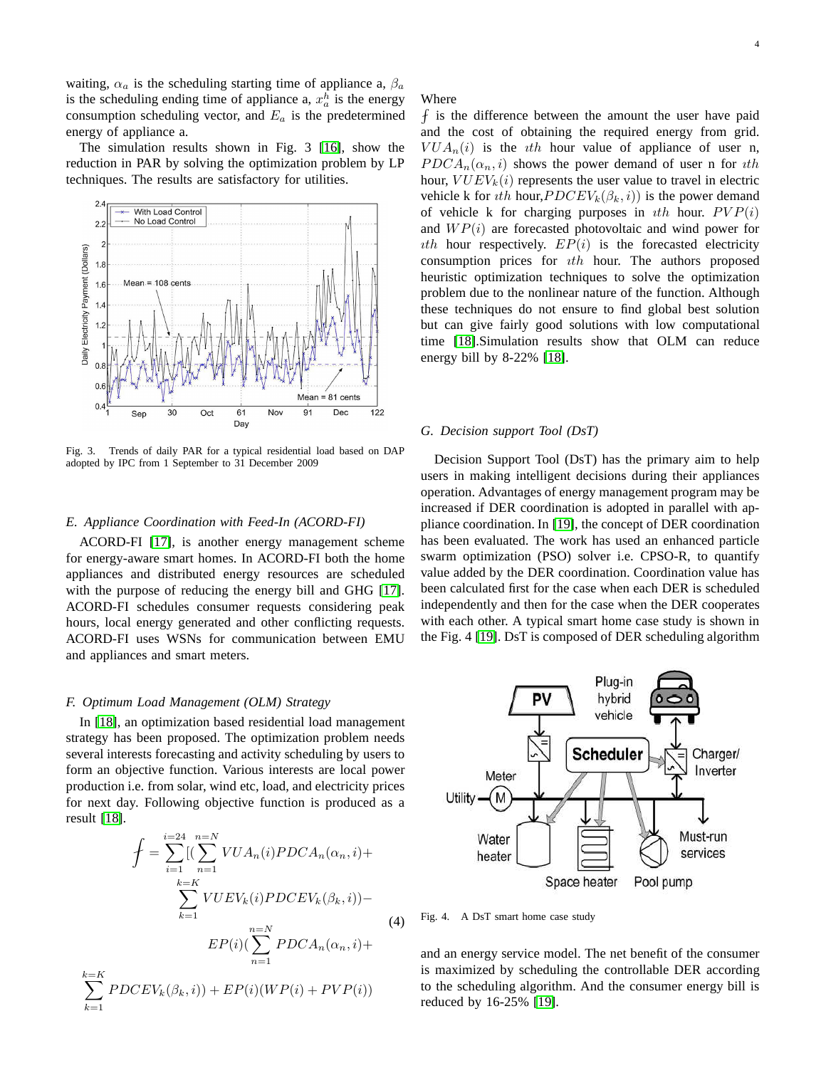waiting, $\alpha_a$ is the scheduling starting time of appliance a, $\beta_a$ is the scheduling ending time of appliance a, $x_a^h$ is the energy consumption scheduling vector, and $E_a$ is the predetermined energy of appliance a.

The simulation results shown in Fig. 3 [16], show the reduction in PAR by solving the optimization problem by LP techniques. The results are satisfactory for utilities.

Fig. 3. Trends of daily PAR for a typical residential load based on DAP adopted by IPC from 1 September to 31 December 2009

### E. Appliance Coordination with Feed-In (ACORD-FI)

ACORD-FI [17], is another energy management scheme for energy-aware smart homes. In ACORD-FI both the home appliances and distributed energy resources are scheduled with the purpose of reducing the energy bill and GHG [17]. ACORD-FI schedules consumer requests considering peak hours, local energy generated and other conflicting requests. ACORD-FI uses WSNs for communication between EMU and appliances and smart meters.

### F. Optimum Load Management (OLM) Strategy

In [18], an optimization based residential load management strategy has been proposed. The optimization problem needs several interests forecasting and activity scheduling by users to form an objective function. Various interests are local power production i.e. from solar, wind etc, load, and electricity prices for next day. Following objective function is produced as a result [18].

$$
\begin{aligned}
f = \sum_{i=1}^{i=24} [(\sum_{n=1}^{n=N} VUA_n(i) PDCA_n(\alpha_n, i) + \\
\sum_{k=1}^{k=K} VUEV_k(i) PDCEV_k(\beta_k, i)) - \\
EP(i)(\sum_{n=1}^{n=N} PDCA_n(\alpha_n, i) + \\
\sum_{k=1}^{k=K} PDCEV_k(\beta_k, i)) + EP(i)(WP(i) + PVP(i))
\end{aligned} \tag{4}
$$

Where

$f$ is the difference between the amount the user have paid and the cost of obtaining the required energy from grid. $VUA_n(i)$ is the $ith$ hour value of appliance of user n, $PDCA_n(\alpha_n, i)$ shows the power demand of user n for $ith$ hour, $VUEV_k(i)$ represents the user value to travel in electric vehicle k for $ith$ hour,$PDCEV_k(\beta_k, i))$ is the power demand of vehicle k for charging purposes in $ith$ hour. $PVP(i)$ and $WP(i)$ are forecasted photovoltaic and wind power for $ith$ hour respectively. $EP(i)$ is the forecasted electricity consumption prices for $ith$ hour. The authors proposed heuristic optimization techniques to solve the optimization problem due to the nonlinear nature of the function. Although these techniques do not ensure to find global best solution but can give fairly good solutions with low computational time [18].Simulation results show that OLM can reduce energy bill by 8-22% [18].

### G. Decision support Tool (DsT)

Decision Support Tool (DsT) has the primary aim to help users in making intelligent decisions during their appliances operation. Advantages of energy management program may be increased if DER coordination is adopted in parallel with appliance coordination. In [19], the concept of DER coordination has been evaluated. The work has used an enhanced particle swarm optimization (PSO) solver i.e. CPSO-R, to quantify value added by the DER coordination. Coordination value has been calculated first for the case when each DER is scheduled independently and then for the case when the DER cooperates with each other. A typical smart home case study is shown in the Fig. 4 [19]. DsT is composed of DER scheduling algorithm and an energy service model. The net benefit of the consumer is maximized by scheduling the controllable DER according to the scheduling algorithm. And the consumer energy bill is reduced by 16-25% [19].

Fig. 4. A DsT smart home case study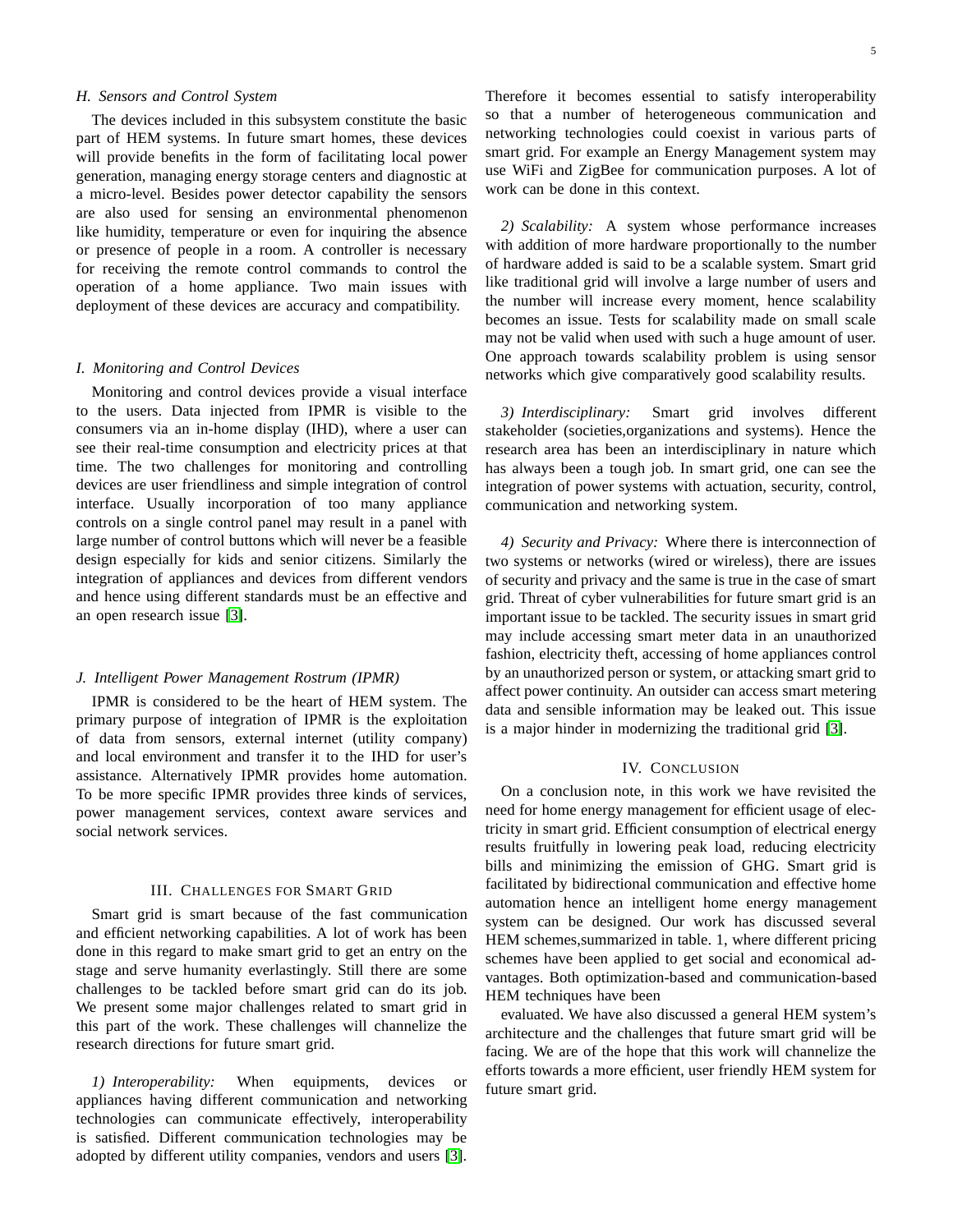### H. Sensors and Control System

The devices included in this subsystem constitute the basic part of HEM systems. In future smart homes, these devices will provide benefits in the form of facilitating local power generation, managing energy storage centers and diagnostic at a micro-level. Besides power detector capability the sensors are also used for sensing an environmental phenomenon like humidity, temperature or even for inquiring the absence or presence of people in a room. A controller is necessary for receiving the remote control commands to control the operation of a home appliance. Two main issues with deployment of these devices are accuracy and compatibility.

### I. Monitoring and Control Devices

Monitoring and control devices provide a visual interface to the users. Data injected from IPMR is visible to the consumers via an in-home display (IHD), where a user can see their real-time consumption and electricity prices at that time. The two challenges for monitoring and controlling devices are user friendliness and simple integration of control interface. Usually incorporation of too many appliance controls on a single control panel may result in a panel with large number of control buttons which will never be a feasible design especially for kids and senior citizens. Similarly the integration of appliances and devices from different vendors and hence using different standards must be an effective and an open research issue [3].

### J. Intelligent Power Management Rostrum (IPMR)

IPMR is considered to be the heart of HEM system. The primary purpose of integration of IPMR is the exploitation of data from sensors, external internet (utility company) and local environment and transfer it to the IHD for user's assistance. Alternatively IPMR provides home automation. To be more specific IPMR provides three kinds of services, power management services, context aware services and social network services.

## III. Challenges for Smart Grid

Smart grid is smart because of the fast communication and efficient networking capabilities. A lot of work has been done in this regard to make smart grid to get an entry on the stage and serve humanity everlastingly. Still there are some challenges to be tackled before smart grid can do its job. We present some major challenges related to smart grid in this part of the work. These challenges will channelize the research directions for future smart grid.

*1) Interoperability:* When equipments, devices or appliances having different communication and networking technologies can communicate effectively, interoperability is satisfied. Different communication technologies may be adopted by different utility companies, vendors and users [3]. Therefore it becomes essential to satisfy interoperability so that a number of heterogeneous communication and networking technologies could coexist in various parts of smart grid. For example an Energy Management system may use WiFi and ZigBee for communication purposes. A lot of work can be done in this context.

*2) Scalability:* A system whose performance increases with addition of more hardware proportionally to the number of hardware added is said to be a scalable system. Smart grid like traditional grid will involve a large number of users and the number will increase every moment, hence scalability becomes an issue. Tests for scalability made on small scale may not be valid when used with such a huge amount of user. One approach towards scalability problem is using sensor networks which give comparatively good scalability results.

*3) Interdisciplinary:* Smart grid involves different stakeholder (societies,organizations and systems). Hence the research area has been an interdisciplinary in nature which has always been a tough job. In smart grid, one can see the integration of power systems with actuation, security, control, communication and networking system.

*4) Security and Privacy:* Where there is interconnection of two systems or networks (wired or wireless), there are issues of security and privacy and the same is true in the case of smart grid. Threat of cyber vulnerabilities for future smart grid is an important issue to be tackled. The security issues in smart grid may include accessing smart meter data in an unauthorized fashion, electricity theft, accessing of home appliances control by an unauthorized person or system, or attacking smart grid to affect power continuity. An outsider can access smart metering data and sensible information may be leaked out. This issue is a major hinder in modernizing the traditional grid [3].

## IV. Conclusion

On a conclusion note, in this work we have revisited the need for home energy management for efficient usage of electricity in smart grid. Efficient consumption of electrical energy results fruitfully in lowering peak load, reducing electricity bills and minimizing the emission of GHG. Smart grid is facilitated by bidirectional communication and effective home automation hence an intelligent home energy management system can be designed. Our work has discussed several HEM schemes,summarized in table. 1, where different pricing schemes have been applied to get social and economical advantages. Both optimization-based and communication-based HEM techniques have been evaluated. We have also discussed a general HEM system's architecture and the challenges that future smart grid will be facing. We are of the hope that this work will channelize the efforts towards a more efficient, user friendly HEM system for future smart grid.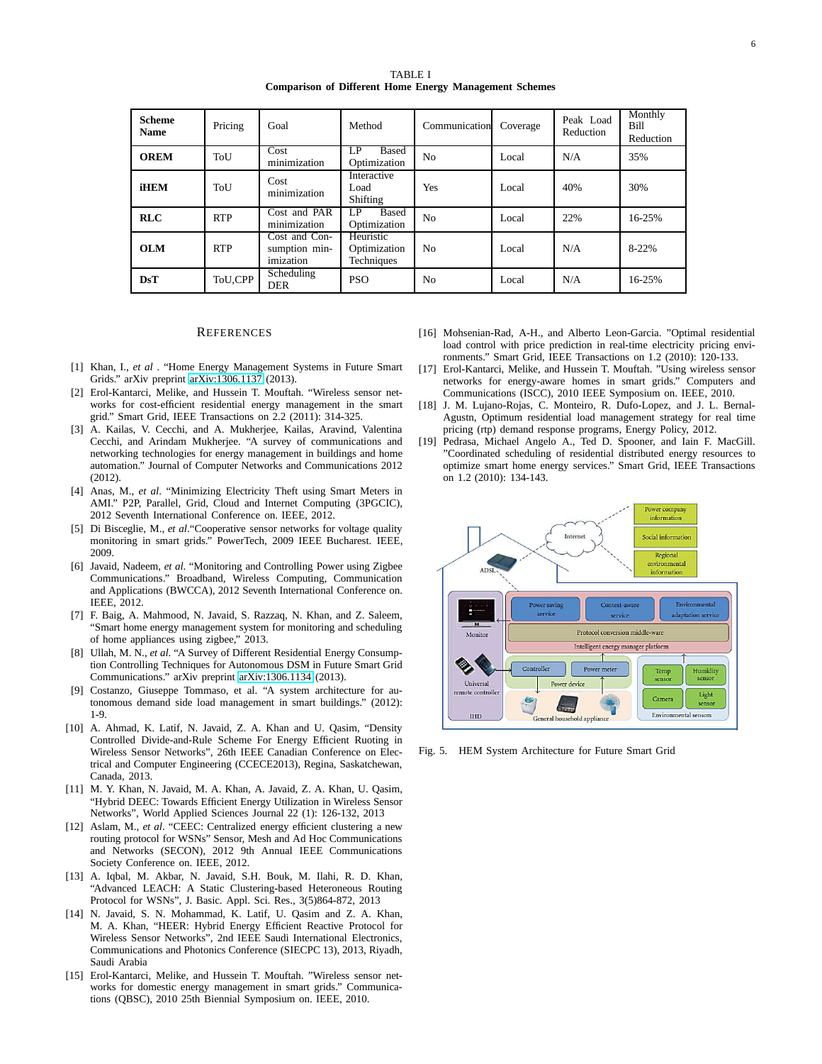TABLE I
**Comparison of Different Home Energy Management Schemes**

| Scheme Name | Pricing | Goal | Method | Communication | Coverage | Peak Load Reduction | Monthly Bill Reduction |
|---|---|---|---|---|---|---|---|
| **OREM** | ToU | Cost minimization | LP Based Optimization | No | Local | N/A | 35% |
| **iHEM** | ToU | Cost minimization | Interactive Load Shifting | Yes | Local | 40% | 30% |
| **RLC** | RTP | Cost and PAR minimization | LP Based Optimization | No | Local | 22% | 16-25% |
| **OLM** | RTP | Cost and Consumption minimization | Heuristic Optimization Techniques | No | Local | N/A | 8-22% |
| **DsT** | ToU,CPP | Scheduling DER | PSO | No | Local | N/A | 16-25% |

## REFERENCES

[1] Khan, I., *et al* . "Home Energy Management Systems in Future Smart Grids." arXiv preprint arXiv:1306.1137 (2013).

[2] Erol-Kantarci, Melike, and Hussein T. Mouftah. "Wireless sensor networks for cost-efficient residential energy management in the smart grid." Smart Grid, IEEE Transactions on 2.2 (2011): 314-325.

[3] A. Kailas, V. Cecchi, and A. Mukherjee, Kailas, Aravind, Valentina Cecchi, and Arindam Mukherjee. "A survey of communications and networking technologies for energy management in buildings and home automation." Journal of Computer Networks and Communications 2012 (2012).

[4] Anas, M., *et al*. "Minimizing Electricity Theft using Smart Meters in AMI." P2P, Parallel, Grid, Cloud and Internet Computing (3PGCIC), 2012 Seventh International Conference on. IEEE, 2012.

[5] Di Bisceglie, M., *et al*."Cooperative sensor networks for voltage quality monitoring in smart grids." PowerTech, 2009 IEEE Bucharest. IEEE, 2009.

[6] Javaid, Nadeem, *et al*. "Monitoring and Controlling Power using Zigbee Communications." Broadband, Wireless Computing, Communication and Applications (BWCCA), 2012 Seventh International Conference on. IEEE, 2012.

[7] F. Baig, A. Mahmood, N. Javaid, S. Razzaq, N. Khan, and Z. Saleem, "Smart home energy management system for monitoring and scheduling of home appliances using zigbee," 2013.

[8] Ullah, M. N., *et al*. "A Survey of Different Residential Energy Consumption Controlling Techniques for Autonomous DSM in Future Smart Grid Communications." arXiv preprint arXiv:1306.1134 (2013).

[9] Costanzo, Giuseppe Tommaso, et al. "A system architecture for autonomous demand side load management in smart buildings." (2012): 1-9.

[10] A. Ahmad, K. Latif, N. Javaid, Z. A. Khan and U. Qasim, "Density Controlled Divide-and-Rule Scheme For Energy Efficient Routing in Wireless Sensor Networks", 26th IEEE Canadian Conference on Electrical and Computer Engineering (CCECE2013), Regina, Saskatchewan, Canada, 2013.

[11] M. Y. Khan, N. Javaid, M. A. Khan, A. Javaid, Z. A. Khan, U. Qasim, "Hybrid DEEC: Towards Efficient Energy Utilization in Wireless Sensor Networks", World Applied Sciences Journal 22 (1): 126-132, 2013

[12] Aslam, M., *et al*. "CEEC: Centralized energy efficient clustering a new routing protocol for WSNs" Sensor, Mesh and Ad Hoc Communications and Networks (SECON), 2012 9th Annual IEEE Communications Society Conference on. IEEE, 2012.

[13] A. Iqbal, M. Akbar, N. Javaid, S.H. Bouk, M. Ilahi, R. D. Khan, "Advanced LEACH: A Static Clustering-based Heteroneous Routing Protocol for WSNs", J. Basic. Appl. Sci. Res., 3(5)864-872, 2013

[14] N. Javaid, S. N. Mohammad, K. Latif, U. Qasim and Z. A. Khan, M. A. Khan, "HEER: Hybrid Energy Efficient Reactive Protocol for Wireless Sensor Networks", 2nd IEEE Saudi International Electronics, Communications and Photonics Conference (SIECPC 13), 2013, Riyadh, Saudi Arabia

[15] Erol-Kantarci, Melike, and Hussein T. Mouftah. "Wireless sensor networks for domestic energy management in smart grids." Communications (QBSC), 2010 25th Biennial Symposium on. IEEE, 2010.

[16] Mohsenian-Rad, A-H., and Alberto Leon-Garcia. "Optimal residential load control with price prediction in real-time electricity pricing environments." Smart Grid, IEEE Transactions on 1.2 (2010): 120-133.

[17] Erol-Kantarci, Melike, and Hussein T. Mouftah. "Using wireless sensor networks for energy-aware homes in smart grids." Computers and Communications (ISCC), 2010 IEEE Symposium on. IEEE, 2010.

[18] J. M. Lujano-Rojas, C. Monteiro, R. Dufo-Lopez, and J. L. Bernal-Agustn, Optimum residential load management strategy for real time pricing (rtp) demand response programs, Energy Policy, 2012.

[19] Pedrasa, Michael Angelo A., Ted D. Spooner, and Iain F. MacGill. "Coordinated scheduling of residential distributed energy resources to optimize smart home energy services." Smart Grid, IEEE Transactions on 1.2 (2010): 134-143.

Internet
Power company information
Social information
Regional environmental information
ADSL
Monitor
Power saving service
Context-aware service
Environmental adaptation service
Protocol conversion middle-ware
Intelligent energy manager platform
Controller
Power meter
Power device
Universal remote controller
Temp sensor
Humidity sensor
Camera
Light sensor
IHD
General household appliance
Environmental sensors

Fig. 5. HEM System Architecture for Future Smart Grid